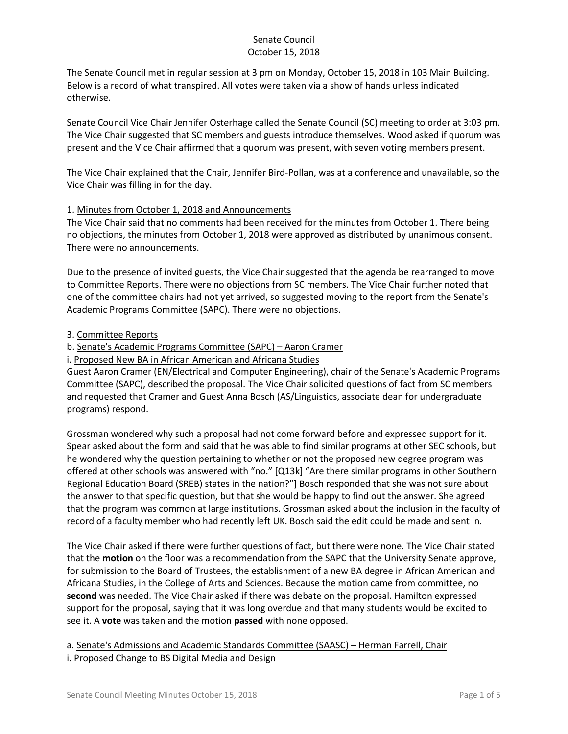# Senate Council
## October 15, 2018

The Senate Council met in regular session at 3 pm on Monday, October 15, 2018 in 103 Main Building. Below is a record of what transpired. All votes were taken via a show of hands unless indicated otherwise.

Senate Council Vice Chair Jennifer Osterhage called the Senate Council (SC) meeting to order at 3:03 pm. The Vice Chair suggested that SC members and guests introduce themselves. Wood asked if quorum was present and the Vice Chair affirmed that a quorum was present, with seven voting members present.

The Vice Chair explained that the Chair, Jennifer Bird-Pollan, was at a conference and unavailable, so the Vice Chair was filling in for the day.

1. Minutes from October 1, 2018 and Announcements

The Vice Chair said that no comments had been received for the minutes from October 1. There being no objections, the minutes from October 1, 2018 were approved as distributed by unanimous consent. There were no announcements.

Due to the presence of invited guests, the Vice Chair suggested that the agenda be rearranged to move to Committee Reports. There were no objections from SC members. The Vice Chair further noted that one of the committee chairs had not yet arrived, so suggested moving to the report from the Senate's Academic Programs Committee (SAPC). There were no objections.

3. Committee Reports

b. Senate's Academic Programs Committee (SAPC) – Aaron Cramer

i. Proposed New BA in African American and Africana Studies

Guest Aaron Cramer (EN/Electrical and Computer Engineering), chair of the Senate's Academic Programs Committee (SAPC), described the proposal. The Vice Chair solicited questions of fact from SC members and requested that Cramer and Guest Anna Bosch (AS/Linguistics, associate dean for undergraduate programs) respond.

Grossman wondered why such a proposal had not come forward before and expressed support for it. Spear asked about the form and said that he was able to find similar programs at other SEC schools, but he wondered why the question pertaining to whether or not the proposed new degree program was offered at other schools was answered with "no." [Q13k] "Are there similar programs in other Southern Regional Education Board (SREB) states in the nation?"] Bosch responded that she was not sure about the answer to that specific question, but that she would be happy to find out the answer. She agreed that the program was common at large institutions. Grossman asked about the inclusion in the faculty of record of a faculty member who had recently left UK. Bosch said the edit could be made and sent in.

The Vice Chair asked if there were further questions of fact, but there were none. The Vice Chair stated that the **motion** on the floor was a recommendation from the SAPC that the University Senate approve, for submission to the Board of Trustees, the establishment of a new BA degree in African American and Africana Studies, in the College of Arts and Sciences. Because the motion came from committee, no **second** was needed. The Vice Chair asked if there was debate on the proposal. Hamilton expressed support for the proposal, saying that it was long overdue and that many students would be excited to see it. A **vote** was taken and the motion **passed** with none opposed.

a. Senate's Admissions and Academic Standards Committee (SAASC) – Herman Farrell, Chair

i. Proposed Change to BS Digital Media and Design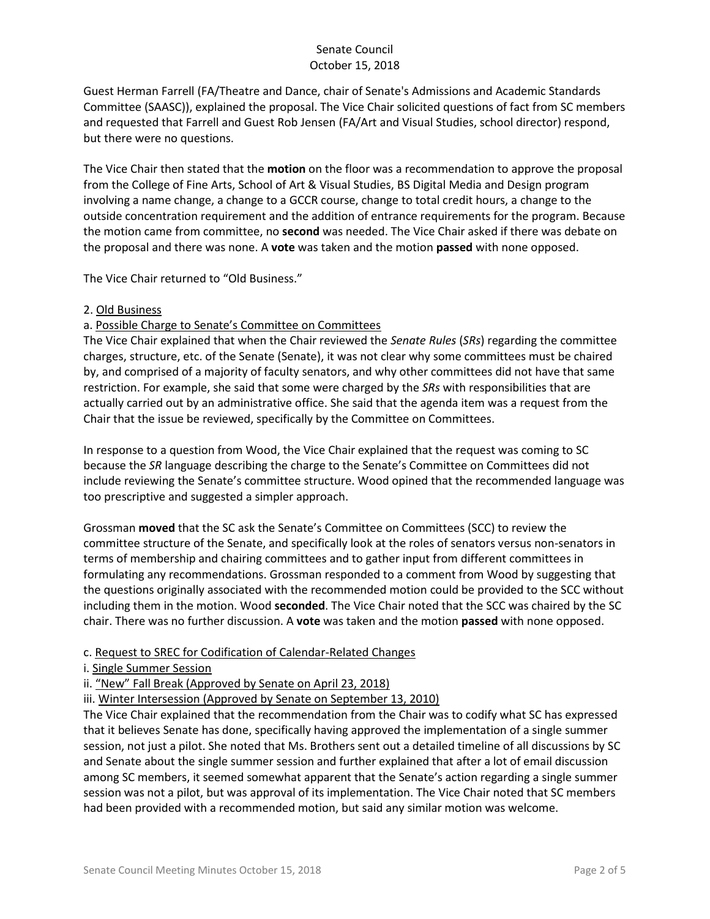Guest Herman Farrell (FA/Theatre and Dance, chair of Senate's Admissions and Academic Standards Committee (SAASC)), explained the proposal. The Vice Chair solicited questions of fact from SC members and requested that Farrell and Guest Rob Jensen (FA/Art and Visual Studies, school director) respond, but there were no questions.

The Vice Chair then stated that the **motion** on the floor was a recommendation to approve the proposal from the College of Fine Arts, School of Art & Visual Studies, BS Digital Media and Design program involving a name change, a change to a GCCR course, change to total credit hours, a change to the outside concentration requirement and the addition of entrance requirements for the program. Because the motion came from committee, no **second** was needed. The Vice Chair asked if there was debate on the proposal and there was none. A **vote** was taken and the motion **passed** with none opposed.

The Vice Chair returned to "Old Business."

2. <u>Old Business</u>

a. <u>Possible Charge to Senate's Committee on Committees</u>

The Vice Chair explained that when the Chair reviewed the *Senate Rules* (*SRs*) regarding the committee charges, structure, etc. of the Senate (Senate), it was not clear why some committees must be chaired by, and comprised of a majority of faculty senators, and why other committees did not have that same restriction. For example, she said that some were charged by the *SRs* with responsibilities that are actually carried out by an administrative office. She said that the agenda item was a request from the Chair that the issue be reviewed, specifically by the Committee on Committees.

In response to a question from Wood, the Vice Chair explained that the request was coming to SC because the *SR* language describing the charge to the Senate's Committee on Committees did not include reviewing the Senate's committee structure. Wood opined that the recommended language was too prescriptive and suggested a simpler approach.

Grossman **moved** that the SC ask the Senate's Committee on Committees (SCC) to review the committee structure of the Senate, and specifically look at the roles of senators versus non-senators in terms of membership and chairing committees and to gather input from different committees in formulating any recommendations. Grossman responded to a comment from Wood by suggesting that the questions originally associated with the recommended motion could be provided to the SCC without including them in the motion. Wood **seconded**. The Vice Chair noted that the SCC was chaired by the SC chair. There was no further discussion. A **vote** was taken and the motion **passed** with none opposed.

c. <u>Request to SREC for Codification of Calendar-Related Changes</u>

i. <u>Single Summer Session</u>

ii. <u>"New" Fall Break (Approved by Senate on April 23, 2018)</u>

iii. <u>Winter Intersession (Approved by Senate on September 13, 2010)</u>

The Vice Chair explained that the recommendation from the Chair was to codify what SC has expressed that it believes Senate has done, specifically having approved the implementation of a single summer session, not just a pilot. She noted that Ms. Brothers sent out a detailed timeline of all discussions by SC and Senate about the single summer session and further explained that after a lot of email discussion among SC members, it seemed somewhat apparent that the Senate's action regarding a single summer session was not a pilot, but was approval of its implementation. The Vice Chair noted that SC members had been provided with a recommended motion, but said any similar motion was welcome.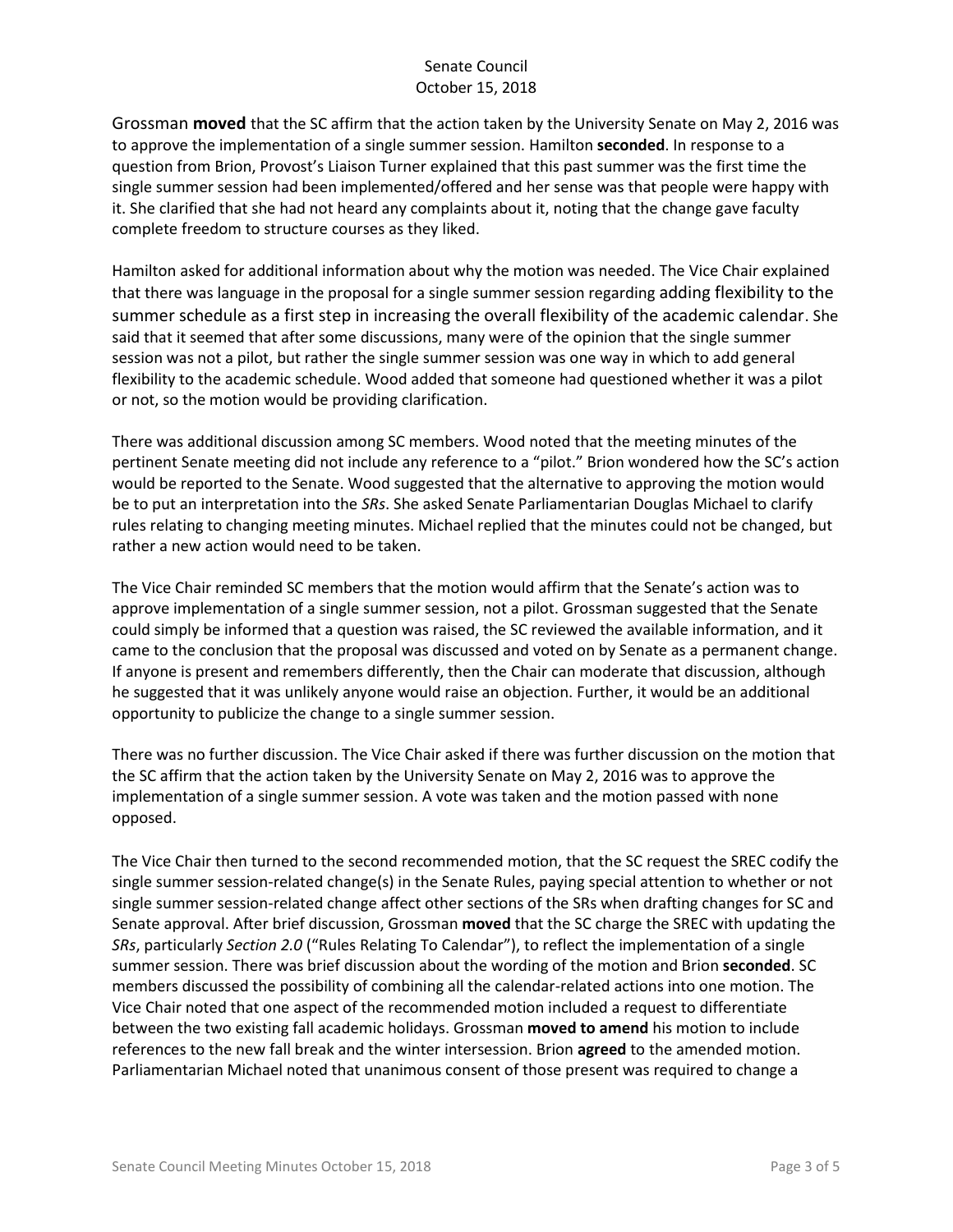Grossman **moved** that the SC affirm that the action taken by the University Senate on May 2, 2016 was to approve the implementation of a single summer session. Hamilton **seconded**. In response to a question from Brion, Provost's Liaison Turner explained that this past summer was the first time the single summer session had been implemented/offered and her sense was that people were happy with it. She clarified that she had not heard any complaints about it, noting that the change gave faculty complete freedom to structure courses as they liked.

Hamilton asked for additional information about why the motion was needed. The Vice Chair explained that there was language in the proposal for a single summer session regarding adding flexibility to the summer schedule as a first step in increasing the overall flexibility of the academic calendar. She said that it seemed that after some discussions, many were of the opinion that the single summer session was not a pilot, but rather the single summer session was one way in which to add general flexibility to the academic schedule. Wood added that someone had questioned whether it was a pilot or not, so the motion would be providing clarification.

There was additional discussion among SC members. Wood noted that the meeting minutes of the pertinent Senate meeting did not include any reference to a "pilot." Brion wondered how the SC's action would be reported to the Senate. Wood suggested that the alternative to approving the motion would be to put an interpretation into the *SRs*. She asked Senate Parliamentarian Douglas Michael to clarify rules relating to changing meeting minutes. Michael replied that the minutes could not be changed, but rather a new action would need to be taken.

The Vice Chair reminded SC members that the motion would affirm that the Senate's action was to approve implementation of a single summer session, not a pilot. Grossman suggested that the Senate could simply be informed that a question was raised, the SC reviewed the available information, and it came to the conclusion that the proposal was discussed and voted on by Senate as a permanent change. If anyone is present and remembers differently, then the Chair can moderate that discussion, although he suggested that it was unlikely anyone would raise an objection. Further, it would be an additional opportunity to publicize the change to a single summer session.

There was no further discussion. The Vice Chair asked if there was further discussion on the motion that the SC affirm that the action taken by the University Senate on May 2, 2016 was to approve the implementation of a single summer session. A vote was taken and the motion passed with none opposed.

The Vice Chair then turned to the second recommended motion, that the SC request the SREC codify the single summer session-related change(s) in the Senate Rules, paying special attention to whether or not single summer session-related change affect other sections of the SRs when drafting changes for SC and Senate approval. After brief discussion, Grossman **moved** that the SC charge the SREC with updating the *SRs*, particularly *Section 2.0* ("Rules Relating To Calendar"), to reflect the implementation of a single summer session. There was brief discussion about the wording of the motion and Brion **seconded**. SC members discussed the possibility of combining all the calendar-related actions into one motion. The Vice Chair noted that one aspect of the recommended motion included a request to differentiate between the two existing fall academic holidays. Grossman **moved to amend** his motion to include references to the new fall break and the winter intersession. Brion **agreed** to the amended motion. Parliamentarian Michael noted that unanimous consent of those present was required to change a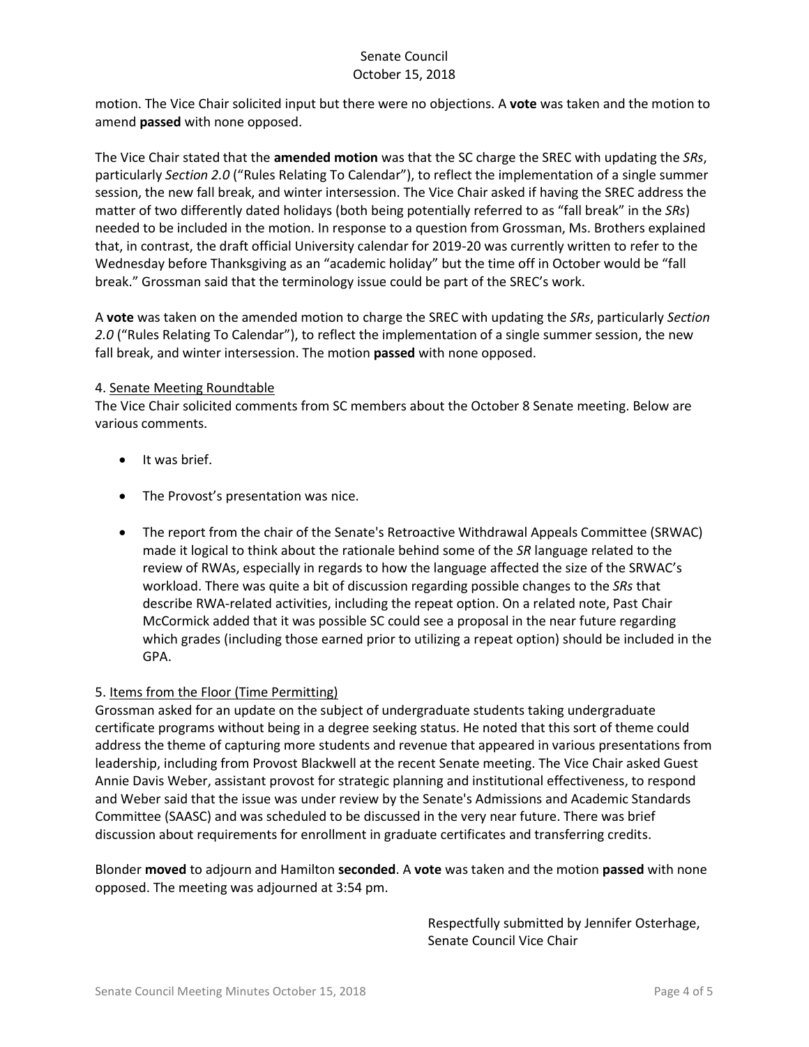motion. The Vice Chair solicited input but there were no objections. A **vote** was taken and the motion to amend **passed** with none opposed.

The Vice Chair stated that the **amended motion** was that the SC charge the SREC with updating the *SRs*, particularly *Section 2.0* ("Rules Relating To Calendar"), to reflect the implementation of a single summer session, the new fall break, and winter intersession. The Vice Chair asked if having the SREC address the matter of two differently dated holidays (both being potentially referred to as "fall break" in the *SRs*) needed to be included in the motion. In response to a question from Grossman, Ms. Brothers explained that, in contrast, the draft official University calendar for 2019-20 was currently written to refer to the Wednesday before Thanksgiving as an "academic holiday" but the time off in October would be "fall break." Grossman said that the terminology issue could be part of the SREC's work.

A **vote** was taken on the amended motion to charge the SREC with updating the *SRs*, particularly *Section 2.0* ("Rules Relating To Calendar"), to reflect the implementation of a single summer session, the new fall break, and winter intersession. The motion **passed** with none opposed.

4. Senate Meeting Roundtable

The Vice Chair solicited comments from SC members about the October 8 Senate meeting. Below are various comments.

- It was brief.
- The Provost's presentation was nice.
- The report from the chair of the Senate's Retroactive Withdrawal Appeals Committee (SRWAC) made it logical to think about the rationale behind some of the *SR* language related to the review of RWAs, especially in regards to how the language affected the size of the SRWAC's workload. There was quite a bit of discussion regarding possible changes to the *SRs* that describe RWA-related activities, including the repeat option. On a related note, Past Chair McCormick added that it was possible SC could see a proposal in the near future regarding which grades (including those earned prior to utilizing a repeat option) should be included in the GPA.

5. Items from the Floor (Time Permitting)

Grossman asked for an update on the subject of undergraduate students taking undergraduate certificate programs without being in a degree seeking status. He noted that this sort of theme could address the theme of capturing more students and revenue that appeared in various presentations from leadership, including from Provost Blackwell at the recent Senate meeting. The Vice Chair asked Guest Annie Davis Weber, assistant provost for strategic planning and institutional effectiveness, to respond and Weber said that the issue was under review by the Senate's Admissions and Academic Standards Committee (SAASC) and was scheduled to be discussed in the very near future. There was brief discussion about requirements for enrollment in graduate certificates and transferring credits.

Blonder **moved** to adjourn and Hamilton **seconded**. A **vote** was taken and the motion **passed** with none opposed. The meeting was adjourned at 3:54 pm.

Respectfully submitted by Jennifer Osterhage,
Senate Council Vice Chair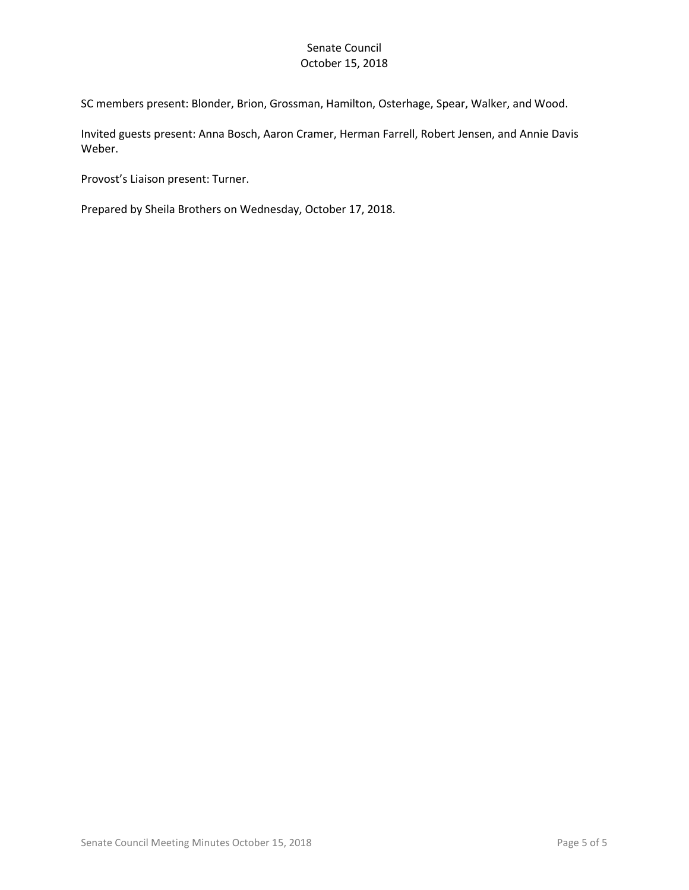SC members present: Blonder, Brion, Grossman, Hamilton, Osterhage, Spear, Walker, and Wood.

Invited guests present: Anna Bosch, Aaron Cramer, Herman Farrell, Robert Jensen, and Annie Davis Weber.

Provost's Liaison present: Turner.

Prepared by Sheila Brothers on Wednesday, October 17, 2018.